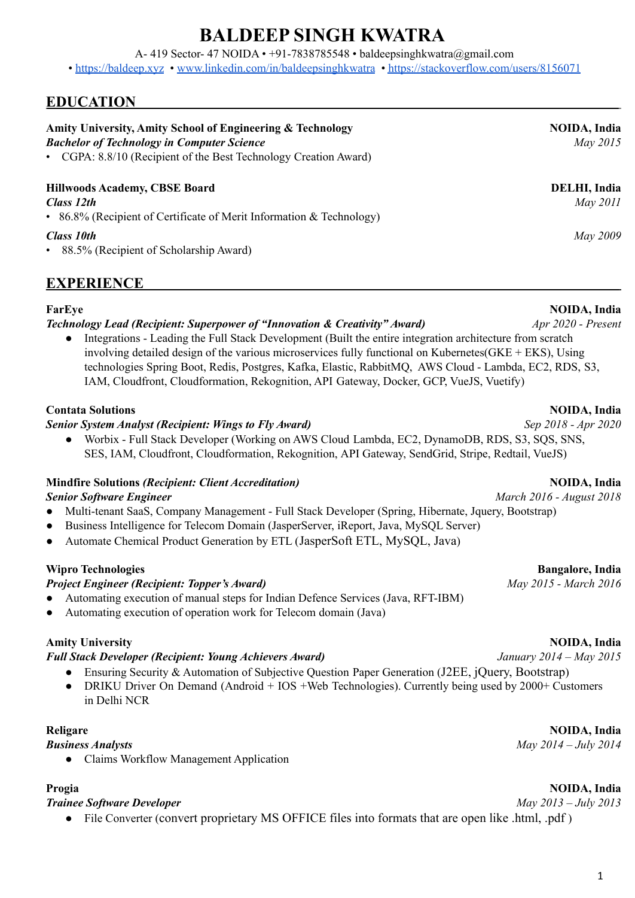# BALDEEP SINGH KWATRA

A- 419 Sector- 47 NOIDA • +91-7838785548 • baldeepsinghkwatra@gmail.com
• https://baldeep.xyz • www.linkedin.com/in/baldeepsinghkwatra • https://stackoverflow.com/users/8156071

## EDUCATION

**Amity University, Amity School of Engineering & Technology** — **NOIDA, India**
***Bachelor of Technology in Computer Science*** — *May 2015*
- CGPA: 8.8/10 (Recipient of the Best Technology Creation Award)

**Hillwoods Academy, CBSE Board** — **DELHI, India**
***Class 12th*** — *May 2011*
- 86.8% (Recipient of Certificate of Merit Information & Technology)

***Class 10th*** — *May 2009*
- 88.5% (Recipient of Scholarship Award)

## EXPERIENCE

**FarEye** — **NOIDA, India**
***Technology Lead (Recipient: Superpower of "Innovation & Creativity" Award)*** — *Apr 2020 - Present*
- Integrations - Leading the Full Stack Development (Built the entire integration architecture from scratch involving detailed design of the various microservices fully functional on Kubernetes(GKE + EKS), Using technologies Spring Boot, Redis, Postgres, Kafka, Elastic, RabbitMQ, AWS Cloud - Lambda, EC2, RDS, S3, IAM, Cloudfront, Cloudformation, Rekognition, API Gateway, Docker, GCP, VueJS, Vuetify)

**Contata Solutions** — **NOIDA, India**
***Senior System Analyst (Recipient: Wings to Fly Award)*** — *Sep 2018 - Apr 2020*
- Worbix - Full Stack Developer (Working on AWS Cloud Lambda, EC2, DynamoDB, RDS, S3, SQS, SNS, SES, IAM, Cloudfront, Cloudformation, Rekognition, API Gateway, SendGrid, Stripe, Redtail, VueJS)

**Mindfire Solutions *(Recipient: Client Accreditation)*** — **NOIDA, India**
***Senior Software Engineer*** — *March 2016 - August 2018*
- Multi-tenant SaaS, Company Management - Full Stack Developer (Spring, Hibernate, Jquery, Bootstrap)
- Business Intelligence for Telecom Domain (JasperServer, iReport, Java, MySQL Server)
- Automate Chemical Product Generation by ETL (JasperSoft ETL, MySQL, Java)

**Wipro Technologies** — **Bangalore, India**
***Project Engineer (Recipient: Topper's Award)*** — *May 2015 - March 2016*
- Automating execution of manual steps for Indian Defence Services (Java, RFT-IBM)
- Automating execution of operation work for Telecom domain (Java)

**Amity University** — **NOIDA, India**
***Full Stack Developer (Recipient: Young Achievers Award)*** — *January 2014 – May 2015*
- Ensuring Security & Automation of Subjective Question Paper Generation (J2EE, jQuery, Bootstrap)
- DRIKU Driver On Demand (Android + IOS +Web Technologies). Currently being used by 2000+ Customers in Delhi NCR

**Religare** — **NOIDA, India**
***Business Analysts*** — *May 2014 – July 2014*
- Claims Workflow Management Application

**Progia** — **NOIDA, India**
***Trainee Software Developer*** — *May 2013 – July 2013*
- File Converter (convert proprietary MS OFFICE files into formats that are open like .html, .pdf )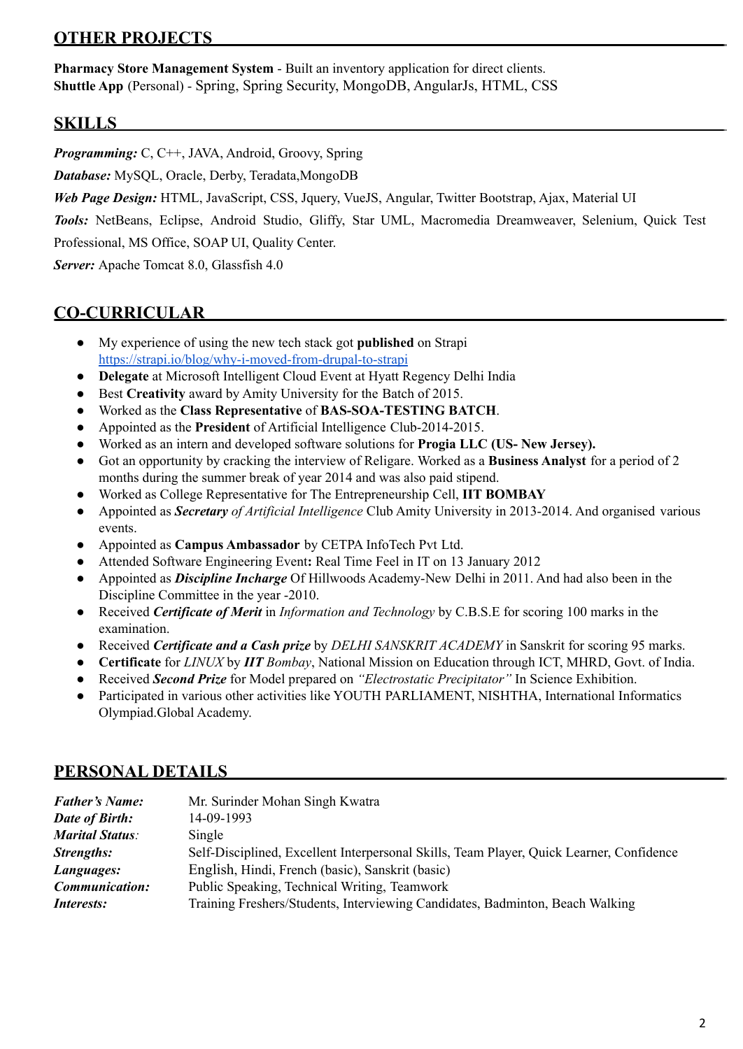## OTHER PROJECTS

**Pharmacy Store Management System** - Built an inventory application for direct clients.
**Shuttle App** (Personal) - Spring, Spring Security, MongoDB, AngularJs, HTML, CSS

## SKILLS

***Programming:*** C, C++, JAVA, Android, Groovy, Spring

***Database:*** MySQL, Oracle, Derby, Teradata,MongoDB

***Web Page Design:*** HTML, JavaScript, CSS, Jquery, VueJS, Angular, Twitter Bootstrap, Ajax, Material UI

***Tools:*** NetBeans, Eclipse, Android Studio, Gliffy, Star UML, Macromedia Dreamweaver, Selenium, Quick Test Professional, MS Office, SOAP UI, Quality Center.

***Server:*** Apache Tomcat 8.0, Glassfish 4.0

## CO-CURRICULAR

- My experience of using the new tech stack got **published** on Strapi https://strapi.io/blog/why-i-moved-from-drupal-to-strapi
- **Delegate** at Microsoft Intelligent Cloud Event at Hyatt Regency Delhi India
- Best **Creativity** award by Amity University for the Batch of 2015.
- Worked as the **Class Representative** of **BAS-SOA-TESTING BATCH**.
- Appointed as the **President** of Artificial Intelligence Club-2014-2015.
- Worked as an intern and developed software solutions for **Progia LLC (US- New Jersey).**
- Got an opportunity by cracking the interview of Religare. Worked as a **Business Analyst** for a period of 2 months during the summer break of year 2014 and was also paid stipend.
- Worked as College Representative for The Entrepreneurship Cell, **IIT BOMBAY**
- Appointed as ***Secretary*** *of Artificial Intelligence* Club Amity University in 2013-2014. And organised various events.
- Appointed as **Campus Ambassador** by CETPA InfoTech Pvt Ltd.
- Attended Software Engineering Event**:** Real Time Feel in IT on 13 January 2012
- Appointed as ***Discipline Incharge*** Of Hillwoods Academy-New Delhi in 2011. And had also been in the Discipline Committee in the year -2010.
- Received ***Certificate of Merit*** in *Information and Technology* by C.B.S.E for scoring 100 marks in the examination.
- Received ***Certificate and a Cash prize*** by *DELHI SANSKRIT ACADEMY* in Sanskrit for scoring 95 marks.
- **Certificate** for *LINUX* by ***IIT*** *Bombay*, National Mission on Education through ICT, MHRD, Govt. of India.
- Received ***Second Prize*** for Model prepared on *"Electrostatic Precipitator"* In Science Exhibition.
- Participated in various other activities like YOUTH PARLIAMENT, NISHTHA, International Informatics Olympiad.Global Academy.

## PERSONAL DETAILS

| | |
|---|---|
| ***Father's Name:*** | Mr. Surinder Mohan Singh Kwatra |
| ***Date of Birth:*** | 14-09-1993 |
| ***Marital Status:*** | Single |
| ***Strengths:*** | Self-Disciplined, Excellent Interpersonal Skills, Team Player, Quick Learner, Confidence |
| ***Languages:*** | English, Hindi, French (basic), Sanskrit (basic) |
| ***Communication:*** | Public Speaking, Technical Writing, Teamwork |
| ***Interests:*** | Training Freshers/Students, Interviewing Candidates, Badminton, Beach Walking |